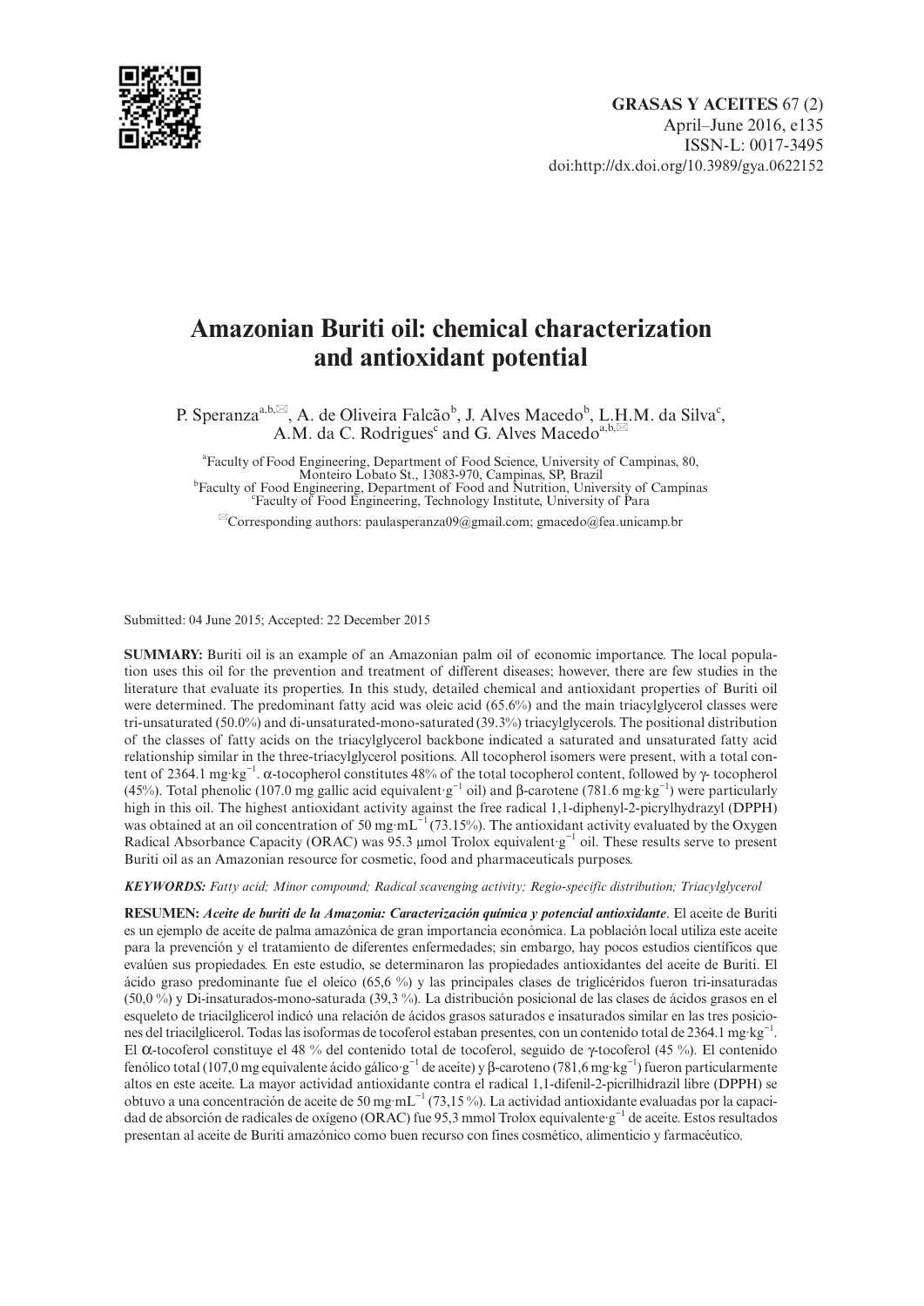# Amazonian Buriti oil: chemical characterization and antioxidant potential

P. Speranza[a,b,✉], A. de Oliveira Falcão[b], J. Alves Macedo[b], L.H.M. da Silva[c], A.M. da C. Rodrigues[c] and G. Alves Macedo[a,b,✉]

[a]Faculty of Food Engineering, Department of Food Science, University of Campinas, 80, Monteiro Lobato St., 13083-970, Campinas, SP, Brazil
[b]Faculty of Food Engineering, Department of Food and Nutrition, University of Campinas
[c]Faculty of Food Engineering, Technology Institute, University of Para

✉Corresponding authors: paulasperanza09@gmail.com; gmacedo@fea.unicamp.br

Submitted: 04 June 2015; Accepted: 22 December 2015

**SUMMARY:** Buriti oil is an example of an Amazonian palm oil of economic importance. The local population uses this oil for the prevention and treatment of different diseases; however, there are few studies in the literature that evaluate its properties. In this study, detailed chemical and antioxidant properties of Buriti oil were determined. The predominant fatty acid was oleic acid (65.6%) and the main triacylglycerol classes were tri-unsaturated (50.0%) and di-unsaturated-mono-saturated (39.3%) triacylglycerols. The positional distribution of the classes of fatty acids on the triacylglycerol backbone indicated a saturated and unsaturated fatty acid relationship similar in the three-triacylglycerol positions. All tocopherol isomers were present, with a total content of 2364.1 mg·kg$^{-1}$. α-tocopherol constitutes 48% of the total tocopherol content, followed by γ- tocopherol (45%). Total phenolic (107.0 mg gallic acid equivalent·g$^{-1}$ oil) and β-carotene (781.6 mg·kg$^{-1}$) were particularly high in this oil. The highest antioxidant activity against the free radical 1,1-diphenyl-2-picrylhydrazyl (DPPH) was obtained at an oil concentration of 50 mg·mL$^{-1}$ (73.15%). The antioxidant activity evaluated by the Oxygen Radical Absorbance Capacity (ORAC) was 95.3 μmol Trolox equivalent·g$^{-1}$ oil. These results serve to present Buriti oil as an Amazonian resource for cosmetic, food and pharmaceuticals purposes.

***KEYWORDS:*** *Fatty acid; Minor compound; Radical scavenging activity; Regio-specific distribution; Triacylglycerol*

**RESUMEN:** ***Aceite de buriti de la Amazonia: Caracterización química y potencial antioxidante***. El aceite de Buriti es un ejemplo de aceite de palma amazónica de gran importancia económica. La población local utiliza este aceite para la prevención y el tratamiento de diferentes enfermedades; sin embargo, hay pocos estudios científicos que evalúen sus propiedades. En este estudio, se determinaron las propiedades antioxidantes del aceite de Buriti. El ácido graso predominante fue el oleico (65,6 %) y las principales clases de triglicéridos fueron tri-insaturadas (50,0 %) y Di-insaturados-mono-saturada (39,3 %). La distribución posicional de las clases de ácidos grasos en el esqueleto de triacilglicerol indicó una relación de ácidos grasos saturados e insaturados similar en las tres posiciones del triacilglicerol. Todas las isoformas de tocoferol estaban presentes, con un contenido total de 2364.1 mg·kg$^{-1}$. El α-tocoferol constituye el 48 % del contenido total de tocoferol, seguido de γ-tocoferol (45 %). El contenido fenólico total (107,0 mg equivalente ácido gálico·g$^{-1}$ de aceite) y β-caroteno (781,6 mg·kg$^{-1}$) fueron particularmente altos en este aceite. La mayor actividad antioxidante contra el radical 1,1-difenil-2-picrilhidrazil libre (DPPH) se obtuvo a una concentración de aceite de 50 mg·mL$^{-1}$ (73,15 %). La actividad antioxidante evaluadas por la capacidad de absorción de radicales de oxígeno (ORAC) fue 95,3 mmol Trolox equivalente·g$^{-1}$ de aceite. Estos resultados presentan al aceite de Buriti amazónico como buen recurso con fines cosmético, alimenticio y farmacéutico.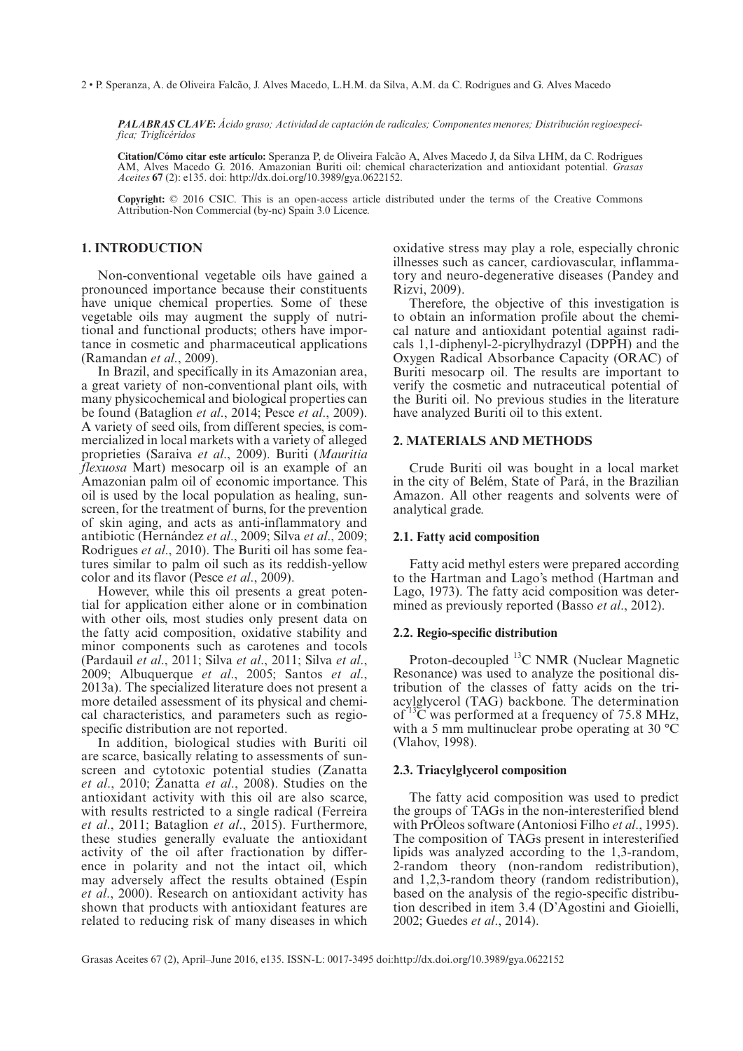**PALABRAS CLAVE:** *Ácido graso; Actividad de captación de radicales; Componentes menores; Distribución regioespecífica; Triglicéridos*

**Citation/Cómo citar este artículo:** Speranza P, de Oliveira Falcão A, Alves Macedo J, da Silva LHM, da C. Rodrigues AM, Alves Macedo G. 2016. Amazonian Buriti oil: chemical characterization and antioxidant potential. *Grasas Aceites* **67** (2): e135. doi: http://dx.doi.org/10.3989/gya.0622152.

**Copyright:** © 2016 CSIC. This is an open-access article distributed under the terms of the Creative Commons Attribution-Non Commercial (by-nc) Spain 3.0 Licence.

## 1. INTRODUCTION

Non-conventional vegetable oils have gained a pronounced importance because their constituents have unique chemical properties. Some of these vegetable oils may augment the supply of nutritional and functional products; others have importance in cosmetic and pharmaceutical applications (Ramandan *et al*., 2009).

In Brazil, and specifically in its Amazonian area, a great variety of non-conventional plant oils, with many physicochemical and biological properties can be found (Bataglion *et al*., 2014; Pesce *et al*., 2009). A variety of seed oils, from different species, is commercialized in local markets with a variety of alleged proprieties (Saraiva *et al*., 2009). Buriti (*Mauritia flexuosa* Mart) mesocarp oil is an example of an Amazonian palm oil of economic importance. This oil is used by the local population as healing, sunscreen, for the treatment of burns, for the prevention of skin aging, and acts as anti-inflammatory and antibiotic (Hernández *et al*., 2009; Silva *et al*., 2009; Rodrigues *et al*., 2010). The Buriti oil has some features similar to palm oil such as its reddish-yellow color and its flavor (Pesce *et al*., 2009).

However, while this oil presents a great potential for application either alone or in combination with other oils, most studies only present data on the fatty acid composition, oxidative stability and minor components such as carotenes and tocols (Pardauil *et al*., 2011; Silva *et al*., 2011; Silva *et al*., 2009; Albuquerque *et al*., 2005; Santos *et al*., 2013a). The specialized literature does not present a more detailed assessment of its physical and chemical characteristics, and parameters such as regio-specific distribution are not reported.

In addition, biological studies with Buriti oil are scarce, basically relating to assessments of sunscreen and cytotoxic potential studies (Zanatta *et al*., 2010; Zanatta *et al*., 2008). Studies on the antioxidant activity with this oil are also scarce, with results restricted to a single radical (Ferreira *et al*., 2011; Bataglion *et al*., 2015). Furthermore, these studies generally evaluate the antioxidant activity of the oil after fractionation by difference in polarity and not the intact oil, which may adversely affect the results obtained (Espín *et al*., 2000). Research on antioxidant activity has shown that products with antioxidant features are related to reducing risk of many diseases in which oxidative stress may play a role, especially chronic illnesses such as cancer, cardiovascular, inflammatory and neuro-degenerative diseases (Pandey and Rizvi, 2009).

Therefore, the objective of this investigation is to obtain an information profile about the chemical nature and antioxidant potential against radicals 1,1-diphenyl-2-picrylhydrazyl (DPPH) and the Oxygen Radical Absorbance Capacity (ORAC) of Buriti mesocarp oil. The results are important to verify the cosmetic and nutraceutical potential of the Buriti oil. No previous studies in the literature have analyzed Buriti oil to this extent.

## 2. MATERIALS AND METHODS

Crude Buriti oil was bought in a local market in the city of Belém, State of Pará, in the Brazilian Amazon. All other reagents and solvents were of analytical grade.

### 2.1. Fatty acid composition

Fatty acid methyl esters were prepared according to the Hartman and Lago's method (Hartman and Lago, 1973). The fatty acid composition was determined as previously reported (Basso *et al*., 2012).

### 2.2. Regio-specific distribution

Proton-decoupled $^{13}$C NMR (Nuclear Magnetic Resonance) was used to analyze the positional distribution of the classes of fatty acids on the triacylglycerol (TAG) backbone. The determination of $^{13}$C was performed at a frequency of 75.8 MHz, with a 5 mm multinuclear probe operating at 30 °C (Vlahov, 1998).

### 2.3. Triacylglycerol composition

The fatty acid composition was used to predict the groups of TAGs in the non-interesterified blend with PrÓleos software (Antoniosi Filho *et al*., 1995). The composition of TAGs present in interesterified lipids was analyzed according to the 1,3-random, 2-random theory (non-random redistribution), and 1,2,3-random theory (random redistribution), based on the analysis of the regio-specific distribution described in item 3.4 (D'Agostini and Gioielli, 2002; Guedes *et al*., 2014).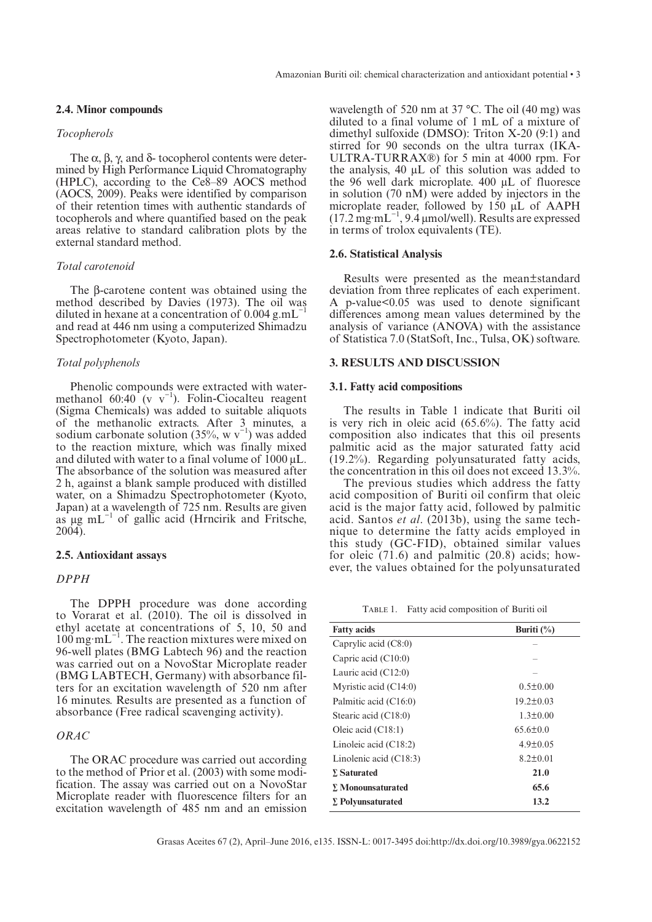### 2.4. Minor compounds

#### *Tocopherols*

The α, β, γ, and δ- tocopherol contents were determined by High Performance Liquid Chromatography (HPLC), according to the Ce8–89 AOCS method (AOCS, 2009). Peaks were identified by comparison of their retention times with authentic standards of tocopherols and where quantified based on the peak areas relative to standard calibration plots by the external standard method.

#### *Total carotenoid*

The β-carotene content was obtained using the method described by Davies (1973). The oil was diluted in hexane at a concentration of 0.004 $g.mL^{-1}$ and read at 446 nm using a computerized Shimadzu Spectrophotometer (Kyoto, Japan).

#### *Total polyphenols*

Phenolic compounds were extracted with water-methanol 60:40 (v $v^{-1}$). Folin-Ciocalteu reagent (Sigma Chemicals) was added to suitable aliquots of the methanolic extracts. After 3 minutes, a sodium carbonate solution (35%, w $v^{-1}$) was added to the reaction mixture, which was finally mixed and diluted with water to a final volume of 1000 μL. The absorbance of the solution was measured after 2 h, against a blank sample produced with distilled water, on a Shimadzu Spectrophotometer (Kyoto, Japan) at a wavelength of 725 nm. Results are given as μg $mL^{-1}$ of gallic acid (Hrncirik and Fritsche, 2004).

### 2.5. Antioxidant assays

#### *DPPH*

The DPPH procedure was done according to Vorarat et al. (2010). The oil is dissolved in ethyl acetate at concentrations of 5, 10, 50 and 100 $mg \cdot mL^{-1}$. The reaction mixtures were mixed on 96-well plates (BMG Labtech 96) and the reaction was carried out on a NovoStar Microplate reader (BMG LABTECH, Germany) with absorbance filters for an excitation wavelength of 520 nm after 16 minutes. Results are presented as a function of absorbance (Free radical scavenging activity).

#### *ORAC*

The ORAC procedure was carried out according to the method of Prior et al. (2003) with some modification. The assay was carried out on a NovoStar Microplate reader with fluorescence filters for an excitation wavelength of 485 nm and an emission wavelength of 520 nm at 37 °C. The oil (40 mg) was diluted to a final volume of 1 mL of a mixture of dimethyl sulfoxide (DMSO): Triton X-20 (9:1) and stirred for 90 seconds on the ultra turrax (IKA-ULTRA-TURRAX®) for 5 min at 4000 rpm. For the analysis, 40 μL of this solution was added to the 96 well dark microplate. 400 μL of fluoresce in solution (70 nM) were added by injectors in the microplate reader, followed by 150 μL of AAPH (17.2 $mg \cdot mL^{-1}$, 9.4 μmol/well). Results are expressed in terms of trolox equivalents (TE).

### 2.6. Statistical Analysis

Results were presented as the mean±standard deviation from three replicates of each experiment. A p-value<0.05 was used to denote significant differences among mean values determined by the analysis of variance (ANOVA) with the assistance of Statistica 7.0 (StatSoft, Inc., Tulsa, OK) software.

## 3. RESULTS AND DISCUSSION

### 3.1. Fatty acid compositions

The results in Table 1 indicate that Buriti oil is very rich in oleic acid (65.6%). The fatty acid composition also indicates that this oil presents palmitic acid as the major saturated fatty acid (19.2%). Regarding polyunsaturated fatty acids, the concentration in this oil does not exceed 13.3%.

The previous studies which address the fatty acid composition of Buriti oil confirm that oleic acid is the major fatty acid, followed by palmitic acid. Santos *et al*. (2013b), using the same technique to determine the fatty acids employed in this study (GC-FID), obtained similar values for oleic (71.6) and palmitic (20.8) acids; however, the values obtained for the polyunsaturated

Table 1. Fatty acid composition of Buriti oil

| Fatty acids | Buriti (%) |
|---|---|
| Caprylic acid (C8:0) | – |
| Capric acid (C10:0) | – |
| Lauric acid (C12:0) | – |
| Myristic acid (C14:0) | 0.5±0.00 |
| Palmitic acid (C16:0) | 19.2±0.03 |
| Stearic acid (C18:0) | 1.3±0.00 |
| Oleic acid (C18:1) | 65.6±0.0 |
| Linoleic acid (C18:2) | 4.9±0.05 |
| Linolenic acid (C18:3) | 8.2±0.01 |
| **∑ Saturated** | **21.0** |
| **∑ Monounsaturated** | **65.6** |
| **∑ Polyunsaturated** | **13.2** |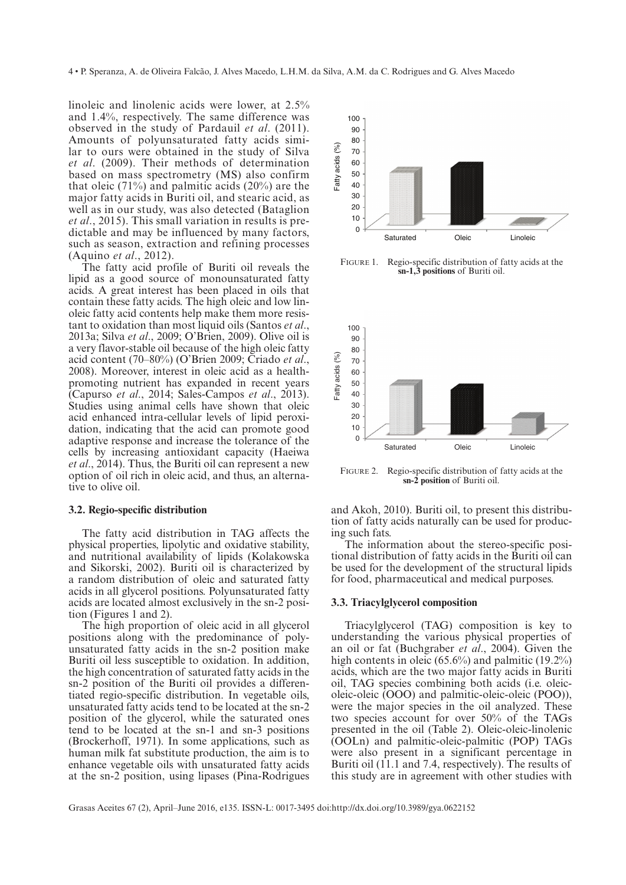linoleic and linolenic acids were lower, at 2.5% and 1.4%, respectively. The same difference was observed in the study of Pardauil *et al*. (2011). Amounts of polyunsaturated fatty acids similar to ours were obtained in the study of Silva *et al*. (2009). Their methods of determination based on mass spectrometry (MS) also confirm that oleic (71%) and palmitic acids (20%) are the major fatty acids in Buriti oil, and stearic acid, as well as in our study, was also detected (Bataglion *et al*., 2015). This small variation in results is predictable and may be influenced by many factors, such as season, extraction and refining processes (Aquino *et al*., 2012).

The fatty acid profile of Buriti oil reveals the lipid as a good source of monounsaturated fatty acids. A great interest has been placed in oils that contain these fatty acids. The high oleic and low linoleic fatty acid contents help make them more resistant to oxidation than most liquid oils (Santos *et al*., 2013a; Silva *et al*., 2009; O'Brien, 2009). Olive oil is a very flavor-stable oil because of the high oleic fatty acid content (70–80%) (O'Brien 2009; Criado *et al*., 2008). Moreover, interest in oleic acid as a health-promoting nutrient has expanded in recent years (Capurso *et al*., 2014; Sales-Campos *et al*., 2013). Studies using animal cells have shown that oleic acid enhanced intra-cellular levels of lipid peroxidation, indicating that the acid can promote good adaptive response and increase the tolerance of the cells by increasing antioxidant capacity (Haeiwa *et al*., 2014). Thus, the Buriti oil can represent a new option of oil rich in oleic acid, and thus, an alternative to olive oil.

### 3.2. Regio-specific distribution

The fatty acid distribution in TAG affects the physical properties, lipolytic and oxidative stability, and nutritional availability of lipids (Kolakowska and Sikorski, 2002). Buriti oil is characterized by a random distribution of oleic and saturated fatty acids in all glycerol positions. Polyunsaturated fatty acids are located almost exclusively in the sn-2 position (Figures 1 and 2).

The high proportion of oleic acid in all glycerol positions along with the predominance of polyunsaturated fatty acids in the sn-2 position make Buriti oil less susceptible to oxidation. In addition, the high concentration of saturated fatty acids in the sn-2 position of the Buriti oil provides a differentiated regio-specific distribution. In vegetable oils, unsaturated fatty acids tend to be located at the sn-2 position of the glycerol, while the saturated ones tend to be located at the sn-1 and sn-3 positions (Brockerhoff, 1971). In some applications, such as human milk fat substitute production, the aim is to enhance vegetable oils with unsaturated fatty acids at the sn-2 position, using lipases (Pina-Rodrigues and Akoh, 2010). Buriti oil, to present this distribution of fatty acids naturally can be used for producing such fats.

FIGURE 1. Regio-specific distribution of fatty acids at the **sn-1,3 positions** of Buriti oil.

FIGURE 2. Regio-specific distribution of fatty acids at the **sn-2 position** of Buriti oil.

The information about the stereo-specific positional distribution of fatty acids in the Buriti oil can be used for the development of the structural lipids for food, pharmaceutical and medical purposes.

### 3.3. Triacylglycerol composition

Triacylglycerol (TAG) composition is key to understanding the various physical properties of an oil or fat (Buchgraber *et al*., 2004). Given the high contents in oleic (65.6%) and palmitic (19.2%) acids, which are the two major fatty acids in Buriti oil, TAG species combining both acids (i.e. oleic-oleic-oleic (OOO) and palmitic-oleic-oleic (POO)), were the major species in the oil analyzed. These two species account for over 50% of the TAGs presented in the oil (Table 2). Oleic-oleic-linolenic (OOLn) and palmitic-oleic-palmitic (POP) TAGs were also present in a significant percentage in Buriti oil (11.1 and 7.4, respectively). The results of this study are in agreement with other studies with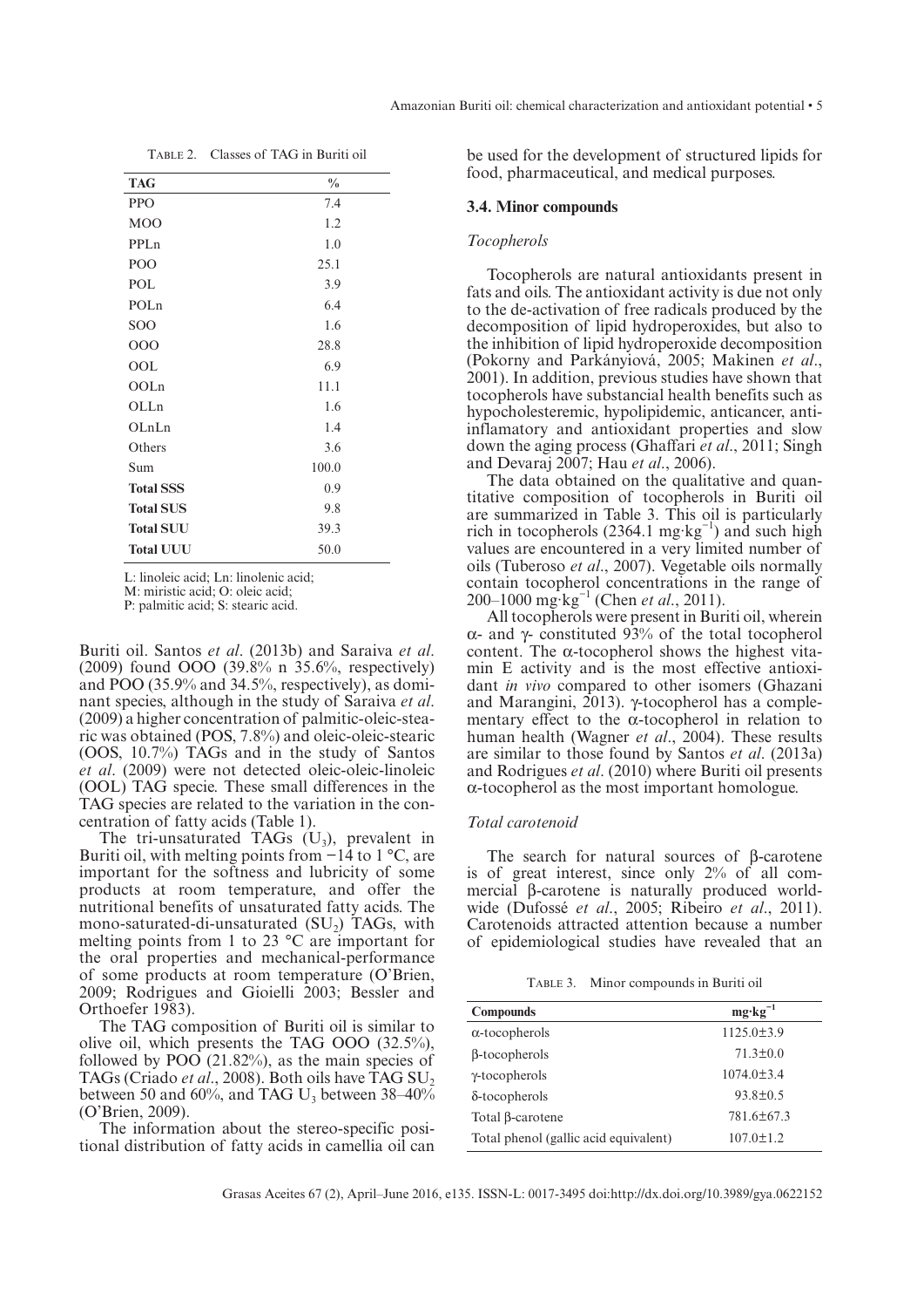TABLE 2. Classes of TAG in Buriti oil

| TAG | % |
|---|---|
| PPO | 7.4 |
| MOO | 1.2 |
| PPLn | 1.0 |
| POO | 25.1 |
| POL | 3.9 |
| POLn | 6.4 |
| SOO | 1.6 |
| OOO | 28.8 |
| OOL | 6.9 |
| OOLn | 11.1 |
| OLLn | 1.6 |
| OLnLn | 1.4 |
| Others | 3.6 |
| Sum | 100.0 |
| **Total SSS** | 0.9 |
| **Total SUS** | 9.8 |
| **Total SUU** | 39.3 |
| **Total UUU** | 50.0 |

L: linoleic acid; Ln: linolenic acid;
M: miristic acid; O: oleic acid;
P: palmitic acid; S: stearic acid.

Buriti oil. Santos *et al*. (2013b) and Saraiva *et al*. (2009) found OOO (39.8% n 35.6%, respectively) and POO (35.9% and 34.5%, respectively), as dominant species, although in the study of Saraiva *et al*. (2009) a higher concentration of palmitic-oleic-stearic was obtained (POS, 7.8%) and oleic-oleic-stearic (OOS, 10.7%) TAGs and in the study of Santos *et al*. (2009) were not detected oleic-oleic-linoleic (OOL) TAG specie. These small differences in the TAG species are related to the variation in the concentration of fatty acids (Table 1).

The tri-unsaturated TAGs ($U_3$), prevalent in Buriti oil, with melting points from −14 to 1 °C, are important for the softness and lubricity of some products at room temperature, and offer the nutritional benefits of unsaturated fatty acids. The mono-saturated-di-unsaturated ($SU_2$) TAGs, with melting points from 1 to 23 °C are important for the oral properties and mechanical-performance of some products at room temperature (O'Brien, 2009; Rodrigues and Gioielli 2003; Bessler and Orthoefer 1983).

The TAG composition of Buriti oil is similar to olive oil, which presents the TAG OOO (32.5%), followed by POO (21.82%), as the main species of TAGs (Criado *et al*., 2008). Both oils have TAG $SU_2$ between 50 and 60%, and TAG $U_3$ between 38–40% (O'Brien, 2009).

The information about the stereo-specific positional distribution of fatty acids in camellia oil can be used for the development of structured lipids for food, pharmaceutical, and medical purposes.

### 3.4. Minor compounds

#### *Tocopherols*

Tocopherols are natural antioxidants present in fats and oils. The antioxidant activity is due not only to the de-activation of free radicals produced by the decomposition of lipid hydroperoxides, but also to the inhibition of lipid hydroperoxide decomposition (Pokorny and Parkányiová, 2005; Makinen *et al*., 2001). In addition, previous studies have shown that tocopherols have substancial health benefits such as hypocholesteremic, hypolipidemic, anticancer, anti-inflammatory and antioxidant properties and slow down the aging process (Ghaffari *et al*., 2011; Singh and Devaraj 2007; Hau *et al*., 2006).

The data obtained on the qualitative and quantitative composition of tocopherols in Buriti oil are summarized in Table 3. This oil is particularly rich in tocopherols (2364.1 $mg \cdot kg^{-1}$) and such high values are encountered in a very limited number of oils (Tuberoso *et al*., 2007). Vegetable oils normally contain tocopherol concentrations in the range of 200–1000 $mg \cdot kg^{-1}$ (Chen *et al*., 2011).

All tocopherols were present in Buriti oil, wherein α- and γ- constituted 93% of the total tocopherol content. The α-tocopherol shows the highest vitamin E activity and is the most effective antioxidant *in vivo* compared to other isomers (Ghazani and Marangini, 2013). γ-tocopherol has a complementary effect to the α-tocopherol in relation to human health (Wagner *et al*., 2004). These results are similar to those found by Santos *et al*. (2013a) and Rodrigues *et al*. (2010) where Buriti oil presents α-tocopherol as the most important homologue.

#### *Total carotenoid*

The search for natural sources of β-carotene is of great interest, since only 2% of all commercial β-carotene is naturally produced worldwide (Dufossé *et al*., 2005; Ribeiro *et al*., 2011). Carotenoids attracted attention because a number of epidemiological studies have revealed that an

TABLE 3. Minor compounds in Buriti oil

| Compounds | $mg \cdot kg^{-1}$ |
|---|---|
| α-tocopherols | 1125.0±3.9 |
| β-tocopherols | 71.3±0.0 |
| γ-tocopherols | 1074.0±3.4 |
| δ-tocopherols | 93.8±0.5 |
| Total β-carotene | 781.6±67.3 |
| Total phenol (gallic acid equivalent) | 107.0±1.2 |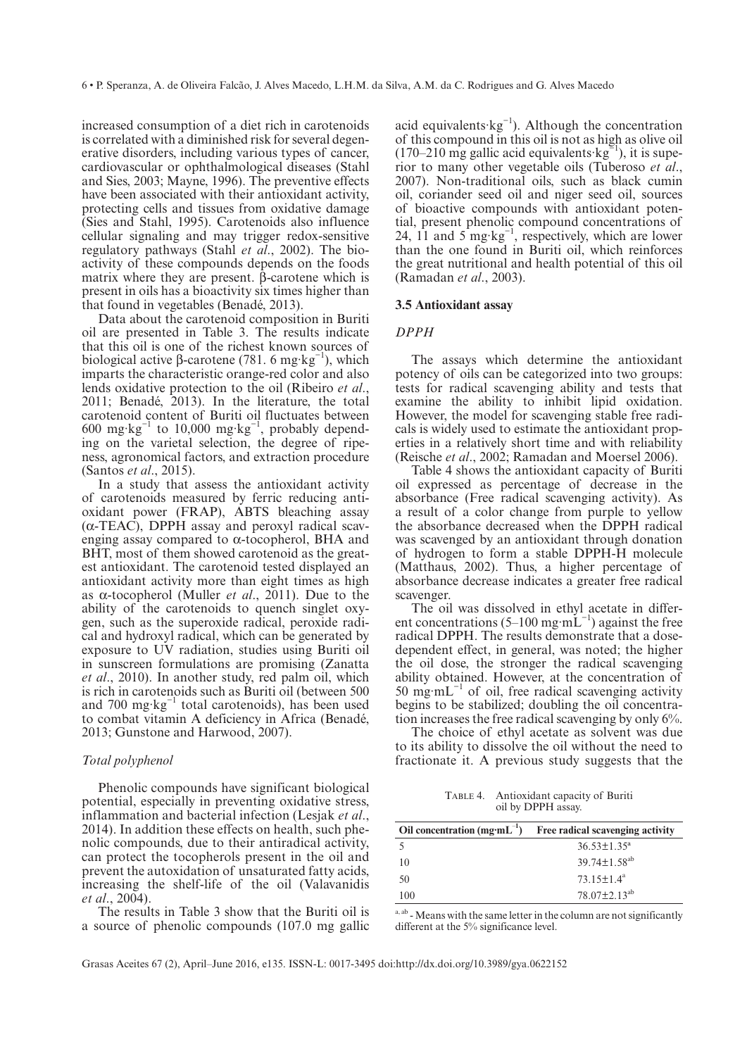increased consumption of a diet rich in carotenoids is correlated with a diminished risk for several degenerative disorders, including various types of cancer, cardiovascular or ophthalmological diseases (Stahl and Sies, 2003; Mayne, 1996). The preventive effects have been associated with their antioxidant activity, protecting cells and tissues from oxidative damage (Sies and Stahl, 1995). Carotenoids also influence cellular signaling and may trigger redox-sensitive regulatory pathways (Stahl *et al*., 2002). The bioactivity of these compounds depends on the foods matrix where they are present. β-carotene which is present in oils has a bioactivity six times higher than that found in vegetables (Benadé, 2013).

Data about the carotenoid composition in Buriti oil are presented in Table 3. The results indicate that this oil is one of the richest known sources of biological active β-carotene (781. 6 $mg{\cdot}kg^{-1}$), which imparts the characteristic orange-red color and also lends oxidative protection to the oil (Ribeiro *et al*., 2011; Benadé, 2013). In the literature, the total carotenoid content of Buriti oil fluctuates between 600 $mg{\cdot}kg^{-1}$ to 10,000 $mg{\cdot}kg^{-1}$, probably depending on the varietal selection, the degree of ripeness, agronomical factors, and extraction procedure (Santos *et al*., 2015).

In a study that assess the antioxidant activity of carotenoids measured by ferric reducing antioxidant power (FRAP), ABTS bleaching assay (α-TEAC), DPPH assay and peroxyl radical scavenging assay compared to α-tocopherol, BHA and BHT, most of them showed carotenoid as the greatest antioxidant. The carotenoid tested displayed an antioxidant activity more than eight times as high as α-tocopherol (Muller *et al*., 2011). Due to the ability of the carotenoids to quench singlet oxygen, such as the superoxide radical, peroxide radical and hydroxyl radical, which can be generated by exposure to UV radiation, studies using Buriti oil in sunscreen formulations are promising (Zanatta *et al*., 2010). In another study, red palm oil, which is rich in carotenoids such as Buriti oil (between 500 and 700 $mg{\cdot}kg^{-1}$ total carotenoids), has been used to combat vitamin A deficiency in Africa (Benadé, 2013; Gunstone and Harwood, 2007).

### *Total polyphenol*

Phenolic compounds have significant biological potential, especially in preventing oxidative stress, inflammation and bacterial infection (Lesjak *et al*., 2014). In addition these effects on health, such phenolic compounds, due to their antiradical activity, can protect the tocopherols present in the oil and prevent the autoxidation of unsaturated fatty acids, increasing the shelf-life of the oil (Valavanidis *et al*., 2004).

The results in Table 3 show that the Buriti oil is a source of phenolic compounds (107.0 mg gallic acid equivalents·$kg^{-1}$). Although the concentration of this compound in this oil is not as high as olive oil (170–210 mg gallic acid equivalents·$kg^{-1}$), it is superior to many other vegetable oils (Tuberoso *et al*., 2007). Non-traditional oils, such as black cumin oil, coriander seed oil and niger seed oil, sources of bioactive compounds with antioxidant potential, present phenolic compound concentrations of 24, 11 and 5 $mg{\cdot}kg^{-1}$, respectively, which are lower than the one found in Buriti oil, which reinforces the great nutritional and health potential of this oil (Ramadan *et al*., 2003).

## 3.5 Antioxidant assay

### *DPPH*

The assays which determine the antioxidant potency of oils can be categorized into two groups: tests for radical scavenging ability and tests that examine the ability to inhibit lipid oxidation. However, the model for scavenging stable free radicals is widely used to estimate the antioxidant properties in a relatively short time and with reliability (Reische *et al*., 2002; Ramadan and Moersel 2006).

Table 4 shows the antioxidant capacity of Buriti oil expressed as percentage of decrease in the absorbance (Free radical scavenging activity). As a result of a color change from purple to yellow the absorbance decreased when the DPPH radical was scavenged by an antioxidant through donation of hydrogen to form a stable DPPH-H molecule (Matthaus, 2002). Thus, a higher percentage of absorbance decrease indicates a greater free radical scavenger.

The oil was dissolved in ethyl acetate in different concentrations (5–100 $mg{\cdot}mL^{-1}$) against the free radical DPPH. The results demonstrate that a dose-dependent effect, in general, was noted; the higher the oil dose, the stronger the radical scavenging ability obtained. However, at the concentration of 50 $mg{\cdot}mL^{-1}$ of oil, free radical scavenging activity begins to be stabilized; doubling the oil concentration increases the free radical scavenging by only 6%.

The choice of ethyl acetate as solvent was due to its ability to dissolve the oil without the need to fractionate it. A previous study suggests that the

Table 4. Antioxidant capacity of Buriti oil by DPPH assay.

| Oil concentration ($mg{\cdot}mL^{-1}$) | Free radical scavenging activity |
|---|---|
| 5 | 36.53±1.35[a] |
| 10 | 39.74±1.58[ab] |
| 50 | 73.15±1.4[a] |
| 100 | 78.07±2.13[ab] |

[a, ab] - Means with the same letter in the column are not significantly different at the 5% significance level.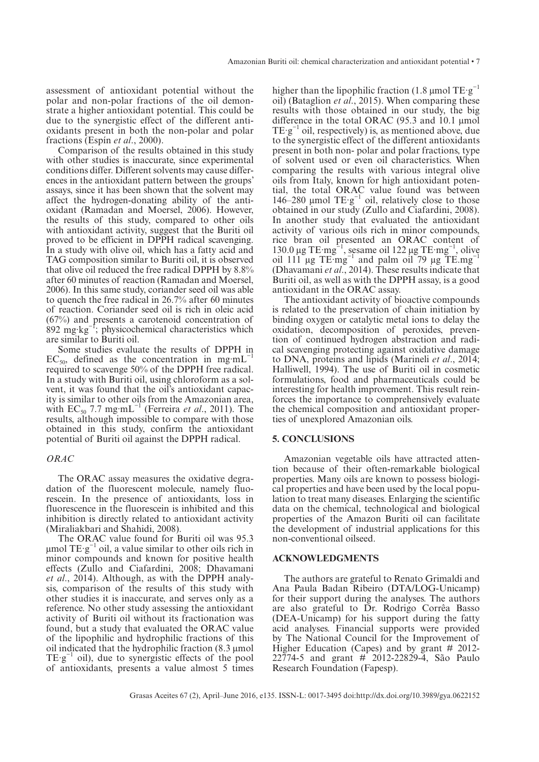assessment of antioxidant potential without the polar and non-polar fractions of the oil demonstrate a higher antioxidant potential. This could be due to the synergistic effect of the different antioxidants present in both the non-polar and polar fractions (Espín *et al*., 2000).

Comparison of the results obtained in this study with other studies is inaccurate, since experimental conditions differ. Different solvents may cause differences in the antioxidant pattern between the groups' assays, since it has been shown that the solvent may affect the hydrogen-donating ability of the antioxidant (Ramadan and Moersel, 2006). However, the results of this study, compared to other oils with antioxidant activity, suggest that the Buriti oil proved to be efficient in DPPH radical scavenging. In a study with olive oil, which has a fatty acid and TAG composition similar to Buriti oil, it is observed that olive oil reduced the free radical DPPH by 8.8% after 60 minutes of reaction (Ramadan and Moersel, 2006). In this same study, coriander seed oil was able to quench the free radical in 26.7% after 60 minutes of reaction. Coriander seed oil is rich in oleic acid (67%) and presents a carotenoid concentration of 892 $mg \cdot kg^{-1}$; physicochemical characteristics which are similar to Buriti oil.

Some studies evaluate the results of DPPH in $EC_{50}$, defined as the concentration in $mg \cdot mL^{-1}$ required to scavenge 50% of the DPPH free radical. In a study with Buriti oil, using chloroform as a solvent, it was found that the oil's antioxidant capacity is similar to other oils from the Amazonian area, with $EC_{50}$ 7.7 $mg \cdot mL^{-1}$ (Ferreira *et al*., 2011). The results, although impossible to compare with those obtained in this study, confirm the antioxidant potential of Buriti oil against the DPPH radical.

### *ORAC*

The ORAC assay measures the oxidative degradation of the fluorescent molecule, namely fluorescein. In the presence of antioxidants, loss in fluorescence in the fluorescein is inhibited and this inhibition is directly related to antioxidant activity (Miraliakbari and Shahidi, 2008).

The ORAC value found for Buriti oil was 95.3 $\mu mol\ TE \cdot g^{-1}$ oil, a value similar to other oils rich in minor compounds and known for positive health effects (Zullo and Ciafardini, 2008; Dhavamani *et al*., 2014). Although, as with the DPPH analysis, comparison of the results of this study with other studies it is inaccurate, and serves only as a reference. No other study assessing the antioxidant activity of Buriti oil without its fractionation was found, but a study that evaluated the ORAC value of the lipophilic and hydrophilic fractions of this oil indicated that the hydrophilic fraction (8.3 $\mu mol\ TE \cdot g^{-1}$ oil), due to synergistic effects of the pool of antioxidants, presents a value almost 5 times higher than the lipophilic fraction (1.8 $\mu mol\ TE \cdot g^{-1}$ oil) (Bataglion *et al*., 2015). When comparing these results with those obtained in our study, the big difference in the total ORAC (95.3 and 10.1 $\mu mol\ TE \cdot g^{-1}$ oil, respectively) is, as mentioned above, due to the synergistic effect of the different antioxidants present in both non- polar and polar fractions, type of solvent used or even oil characteristics. When comparing the results with various integral olive oils from Italy, known for high antioxidant potential, the total ORAC value found was between 146–280 $\mu mol\ TE \cdot g^{-1}$ oil, relatively close to those obtained in our study (Zullo and Ciafardini, 2008). In another study that evaluated the antioxidant activity of various oils rich in minor compounds, rice bran oil presented an ORAC content of 130.0 $\mu g\ TE \cdot mg^{-1}$, sesame oil 122 $\mu g\ TE \cdot mg^{-1}$, olive oil 111 $\mu g\ TE \cdot mg^{-1}$ and palm oil 79 $\mu g\ TE.mg^{-1}$ (Dhavamani *et al*., 2014). These results indicate that Buriti oil, as well as with the DPPH assay, is a good antioxidant in the ORAC assay.

The antioxidant activity of bioactive compounds is related to the preservation of chain initiation by binding oxygen or catalytic metal ions to delay the oxidation, decomposition of peroxides, prevention of continued hydrogen abstraction and radical scavenging protecting against oxidative damage to DNA, proteins and lipids (Marineli *et al*., 2014; Halliwell, 1994). The use of Buriti oil in cosmetic formulations, food and pharmaceuticals could be interesting for health improvement. This result reinforces the importance to comprehensively evaluate the chemical composition and antioxidant properties of unexplored Amazonian oils.

## 5. CONCLUSIONS

Amazonian vegetable oils have attracted attention because of their often-remarkable biological properties. Many oils are known to possess biological properties and have been used by the local population to treat many diseases. Enlarging the scientific data on the chemical, technological and biological properties of the Amazon Buriti oil can facilitate the development of industrial applications for this non-conventional oilseed.

## ACKNOWLEDGMENTS

The authors are grateful to Renato Grimaldi and Ana Paula Badan Ribeiro (DTA/LOG-Unicamp) for their support during the analyses. The authors are also grateful to Dr. Rodrigo Corrêa Basso (DEA-Unicamp) for his support during the fatty acid analyses. Financial supports were provided by The National Council for the Improvement of Higher Education (Capes) and by grant # 2012-22774-5 and grant # 2012-22829-4, São Paulo Research Foundation (Fapesp).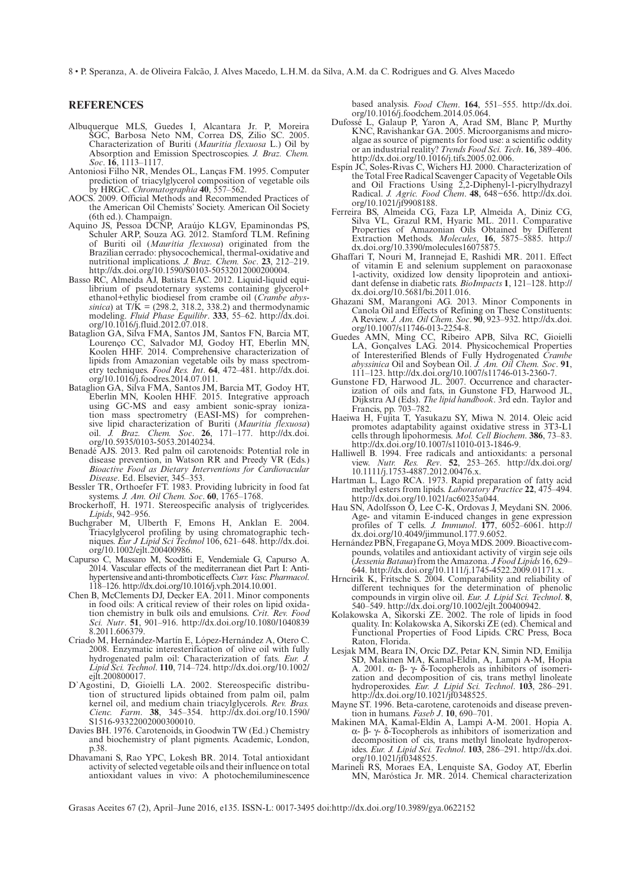## REFERENCES

Albuquerque MLS, Guedes I, Alcantara Jr. P, Moreira SGC, Barbosa Neto NM, Correa DS, Zilio SC. 2005. Characterization of Buriti (*Mauritia flexuosa* L.) Oil by Absorption and Emission Spectroscopies. *J. Braz. Chem. Soc*. **16**, 1113–1117.

Antoniosi Filho NR, Mendes OL, Lanças FM. 1995. Computer prediction of triacylglycerol composition of vegetable oils by HRGC. *Chromatographia* **40**, 557–562.

AOCS. 2009. Official Methods and Recommended Practices of the American Oil Chemists' Society. American Oil Society (6th ed.). Champaign.

Aquino JS, Pessoa DCNP, Araújo KLGV, Epaminondas PS, Schuler ARP, Souza AG. 2012. Stamford TLM. Refining of Buriti oil (*Mauritia flexuosa*) originated from the Brazilian cerrado: physocochemical, thermal-oxidative and nutritional implications. *J. Braz. Chem. Soc*. **23**, 212–219. http://dx.doi.org/10.1590/S0103-50532012000200004.

Basso RC, Almeida AJ, Batista EAC. 2012. Liquid-liquid equilibrium of pseudoternary systems containing glycerol+ ethanol+ethylic biodiesel from crambe oil (*Crambe abyssinica*) at T/K = (298.2, 318.2, 338.2) and thermodynamic modeling. *Fluid Phase Equilibr*. **333**, 55–62. http://dx.doi.org/10.1016/j.fluid.2012.07.018.

Bataglion GA, Silva FMA, Santos JM, Santos FN, Barcia MT, Lourenço CC, Salvador MJ, Godoy HT, Eberlin MN, Koolen HHF. 2014. Comprehensive characterization of lipids from Amazonian vegetable oils by mass spectrometry techniques. *Food Res. Int*. **64**, 472–481. http://dx.doi.org/10.1016/j.foodres.2014.07.011.

Bataglion GA, Silva FMA, Santos JM, Barcia MT, Godoy HT, Eberlin MN, Koolen HHF. 2015. Integrative approach using GC-MS and easy ambient sonic-spray ionization mass spectrometry (EASI-MS) for comprehensive lipid characterization of Buriti (*Mauritia flexuosa*) oil. *J. Braz. Chem. Soc*. **26**, 171–177. http://dx.doi.org/10.5935/0103-5053.20140234.

Benadé AJS. 2013. Red palm oil carotenoids: Potential role in disease prevention, in Watson RR and Preedy VR (Eds.) *Bioactive Food as Dietary Interventions for Cardiovacular Disease*. Ed. Elsevier, 345–353.

Bessler TR, Orthoefer FT. 1983. Providing lubricity in food fat systems. *J. Am. Oil Chem. Soc*. **60**, 1765–1768.

Brockerhoff, H. 1971. Stereospecific analysis of triglycerides. *Lipids*, 942–956.

Buchgraber M, Ulberth F, Emons H, Anklan E. 2004. Triacylglycerol profiling by using chromatographic techniques. *Eur J Lipid Sci Technol* 106, 621–648. http://dx.doi.org/10.1002/ejlt.200400986.

Capurso C, Massaro M, Scoditti E, Vendemiale G, Capurso A. 2014. Vascular effects of the mediterranean diet Part I: Antihypertensive and anti-thrombotic effects. *Curr. Vasc. Pharmacol*. 118–126. http://dx.doi.org/10.1016/j.vph.2014.10.001.

Chen B, McClements DJ, Decker EA. 2011. Minor components in food oils: A critical review of their roles on lipid oxidation chemistry in bulk oils and emulsions. *Crit. Rev. Food Sci. Nutr*. **51**, 901–916. http://dx.doi.org/10.1080/10408398.2011.606379.

Criado M, Hernández-Martín E, López-Hernández A, Otero C. 2008. Enzymatic interesterification of olive oil with fully hydrogenated palm oil: Characterization of fats. *Eur. J. Lipid Sci. Technol*. **110**, 714–724. http://dx.doi.org/10.1002/ejlt.200800017.

D`Agostini, D, Gioielli LA. 2002. Stereospecific distribution of structured lipids obtained from palm oil, palm kernel oil, and medium chain triacylglycerols. *Rev. Bras. Cienc. Farm*. **38**, 345–354. http://dx.doi.org/10.1590/S1516-93322002000300010.

Davies BH. 1976. Carotenoids, in Goodwin TW (Ed.) Chemistry and biochemistry of plant pigments. Academic, London, p.38.

Dhavamani S, Rao YPC, Lokesh BR. 2014. Total antioxidant activity of selected vegetable oils and their influence on total antioxidant values in vivo: A photochemiluminescence based analysis. *Food Chem*. **164**, 551–555. http://dx.doi.org/10.1016/j.foodchem.2014.05.064.

Dufossé L, Galaup P, Yaron A, Arad SM, Blanc P, Murthy KNC, Ravishankar GA. 2005. Microorganisms and microalgae as source of pigments for food use: a scientific oddity or an industrial reality? *Trends Food Sci. Tech*. **16**, 389–406. http://dx.doi.org/10.1016/j.tifs.2005.02.006.

Espín JC, Soles-Rivas C, Wichers HJ. 2000. Characterization of the Total Free Radical Scavenger Capacity of Vegetable Oils and Oil Fractions Using 2,2-Diphenyl-1-picrylhydrazyl Radical. *J. Agric. Food Chem*. **48**, 648−656. http://dx.doi.org/10.1021/jf9908188.

Ferreira BS, Almeida CG, Faza LP, Almeida A, Diniz CG, Silva VL, Grazul RM, Hyaric ML. 2011. Comparative Properties of Amazonian Oils Obtained by Different Extraction Methods. *Molecules*, **16**, 5875–5885. http://dx.doi.org/10.3390/molecules16075875.

Ghaffari T, Nouri M, Irannejad E, Rashidi MR. 2011. Effect of vitamin E and selenium supplement on paraoxonase 1-activity, oxidized low density lipoprotein and antioxidant defense in diabetic rats. *BioImpacts* **1**, 121–128. http://dx.doi.org/10.5681/bi.2011.016.

Ghazani SM, Marangoni AG. 2013. Minor Components in Canola Oil and Effects of Refining on These Constituents: A Review. *J. Am. Oil Chem. Soc*. **90**, 923–932. http://dx.doi.org/10.1007/s11746-013-2254-8.

Guedes AMN, Ming CC, Ribeiro APB, Silva RC, Gioielli LA, Gonçalves LAG. 2014. Physicochemical Properties of Interesterified Blends of Fully Hydrogenated *Crambe abyssinica* Oil and Soybean Oil. *J. Am. Oil Chem. Soc*. **91**, 111–123. http://dx.doi.org/10.1007/s11746-013-2360-7.

Gunstone FD, Harwood JL. 2007. Occurrence and characterization of oils and fats, in Gunstone FD, Harwood JL, Dijkstra AJ (Eds). *The lipid handbook*. 3rd edn. Taylor and Francis, pp. 703–782.

Haeiwa H, Fujita T, Yasukazu SY, Miwa N. 2014. Oleic acid promotes adaptability against oxidative stress in 3T3-L1 cells through lipohormesis. *Mol. Cell Biochem*. **386**, 73–83. http://dx.doi.org/10.1007/s11010-013-1846-9.

Halliwell B. 1994. Free radicals and antioxidants: a personal view. *Nutr. Res. Rev*. **52**, 253–265. http://dx.doi.org/10.1111/j.1753-4887.2012.00476.x.

Hartman L, Lago RCA. 1973. Rapid preparation of fatty acid methyl esters from lipids. *Laboratory Practice* **22**, 475–494. http://dx.doi.org/10.1021/ac60235a044.

Hau SN, Adolfsson O, Lee C-K, Ordovas J, Meydani SN. 2006. Age- and vitamin E-induced changes in gene expression profiles of T cells. *J. Immunol*. **177**, 6052–6061. http://dx.doi.org/10.4049/jimmunol.177.9.6052.

Hernández PBN, Fregapane G, Moya MDS. 2009. Bioactive compounds, volatiles and antioxidant activity of virgin seje oils (*Jessenia Bataua*) from the Amazona. *J Food Lipids* 16, 629–644. http://dx.doi.org/10.1111/j.1745-4522.2009.01171.x.

Hrncirik K, Fritsche S. 2004. Comparability and reliability of different techniques for the determination of phenolic compounds in virgin olive oil. *Eur. J. Lipid Sci. Technol*. **8**, 540–549. http://dx.doi.org/10.1002/ejlt.200400942.

Kolakowska A, Sikorski ZE. 2002. The role of lipids in food quality. In: Kolakowska A, Sikorski ZE (ed). Chemical and Functional Properties of Food Lipids. CRC Press, Boca Raton, Florida.

Lesjak MM, Beara IN, Orcic DZ, Petar KN, Simin ND, Emilija SD, Makinen MA, Kamal-Eldin, A, Lampi A-M, Hopia A. 2001. α- β- γ- δ-Tocopherols as inhibitors of isomerization and decomposition of cis, trans methyl linoleate hydroperoxides. *Eur. J. Lipid Sci. Technol*. **103**, 286–291. http://dx.doi.org/10.1021/jf0348525.

Mayne ST. 1996. Beta-carotene, carotenoids and disease prevention in humans. *Faseb J*. **10**, 690–701.

Makinen MA, Kamal-Eldin A, Lampi A-M. 2001. Hopia A. α- β- γ- δ-Tocopherols as inhibitors of isomerization and decomposition of cis, trans methyl linoleate hydroperoxides. *Eur. J. Lipid Sci. Technol*. **103**, 286–291. http://dx.doi.org/10.1021/jf0348525.

Marineli RS, Moraes EA, Lenquiste SA, Godoy AT, Eberlin MN, Maróstica Jr. MR. 2014. Chemical characterization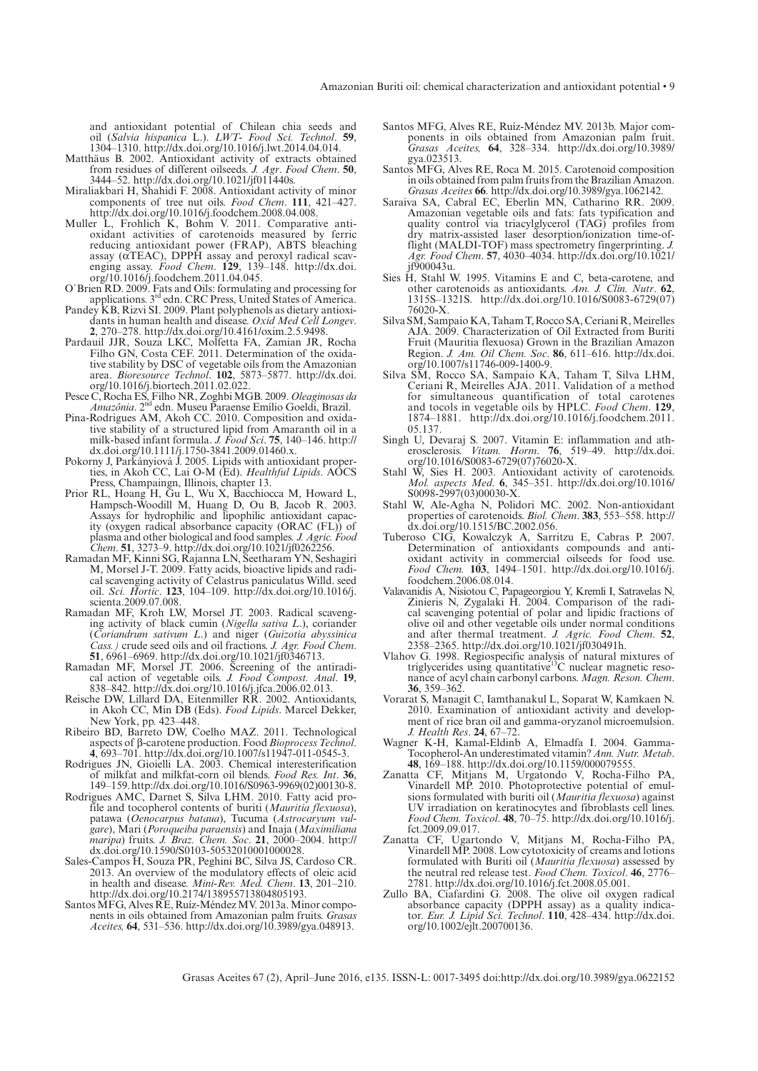and antioxidant potential of Chilean chia seeds and oil (*Salvia hispanica* L.). *LWT- Food Sci. Technol*. **59**, 1304–1310. http://dx.doi.org/10.1016/j.lwt.2014.04.014.

Matthäus B. 2002. Antioxidant activity of extracts obtained from residues of different oilseeds. *J. Agr*. *Food Chem*. **50**, 3444–52. http://dx.doi.org/10.1021/jf011440s.

Miraliakbari H, Shahidi F. 2008. Antioxidant activity of minor components of tree nut oils. *Food Chem*. **111**, 421–427. http://dx.doi.org/10.1016/j.foodchem.2008.04.008.

Muller L, Frohlich K, Bohm V. 2011. Comparative antioxidant activities of carotenoids measured by ferric reducing antioxidant power (FRAP), ABTS bleaching assay (αTEAC), DPPH assay and peroxyl radical scavenging assay. *Food Chem*. **129**, 139–148. http://dx.doi.org/10.1016/j.foodchem.2011.04.045.

O`Brien RD. 2009. Fats and Oils: formulating and processing for applications. 3rd edn. CRC Press, United States of America.

Pandey KB, Rizvi SI. 2009. Plant polyphenols as dietary antioxidants in human health and disease. *Oxid Med Cell Longev*. **2**, 270–278. http://dx.doi.org/10.4161/oxim.2.5.9498.

Pardauil JJR, Souza LKC, Molfetta FA, Zamian JR, Rocha Filho GN, Costa CEF. 2011. Determination of the oxidative stability by DSC of vegetable oils from the Amazonian area. *Bioresource Technol*. **102**, 5873–5877. http://dx.doi.org/10.1016/j.biortech.2011.02.022.

Pesce C, Rocha ES, Filho NR, Zoghbi MGB. 2009. *Oleaginosas da Amazônia*. 2nd edn. Museu Paraense Emílio Goeldi, Brazil.

Pina-Rodrigues AM, Akoh CC. 2010. Composition and oxidative stability of a structured lipid from Amaranth oil in a milk-based infant formula. *J. Food Sci*. **75**, 140–146. http://dx.doi.org/10.1111/j.1750-3841.2009.01460.x.

Pokorny J, Parkányiová J. 2005. Lipids with antioxidant properties, in Akoh CC, Lai O-M (Ed). *Healthful Lipids*. AOCS Press, Champaingn, Illinois, chapter 13.

Prior RL, Hoang H, Gu L, Wu X, Bacchiocca M, Howard L, Hampsch-Woodill M, Huang D, Ou B, Jacob R. 2003. Assays for hydrophilic and lipophilic antioxidant capacity (oxygen radical absorbance capacity (ORAC (FL)) of plasma and other biological and food samples. *J. Agric. Food Chem*. **51**, 3273–9. http://dx.doi.org/10.1021/jf0262256.

Ramadan MF, Kinni SG, Rajanna LN, Seetharam YN, Seshagiri M, Morsel J-T. 2009. Fatty acids, bioactive lipids and radical scavenging activity of Celastrus paniculatus Willd. seed oil. *Sci. Hortic*. **123**, 104–109. http://dx.doi.org/10.1016/j.scienta.2009.07.008.

Ramadan MF, Kroh LW, Morsel JT. 2003. Radical scavenging activity of black cumin (*Nigella sativa L.*), coriander (*Coriandrum sativum L.*) and niger (*Guizotia abyssinica Cass.)* crude seed oils and oil fractions. *J. Agr. Food Chem*. **51**, 6961–6969. http://dx.doi.org/10.1021/jf0346713.

Ramadan MF, Morsel JT. 2006. Screening of the antiradical action of vegetable oils. *J. Food Compost. Anal*. **19**, 838–842. http://dx.doi.org/10.1016/j.jfca.2006.02.013.

Reische DW, Lillard DA, Eitenmiller RR. 2002. Antioxidants, in Akoh CC, Min DB (Eds). *Food Lipids*. Marcel Dekker, New York, pp. 423–448.

Ribeiro BD, Barreto DW, Coelho MAZ. 2011. Technological aspects of β-carotene production. Food *Bioprocess Technol*. **4**, 693–701. http://dx.doi.org/10.1007/s11947-011-0545-3.

Rodrigues JN, Gioielli LA. 2003. Chemical interesterification of milkfat and milkfat-corn oil blends. *Food Res. Int*. **36**, 149–159. http://dx.doi.org/10.1016/S0963-9969(02)00130-8.

Rodrigues AMC, Darnet S, Silva LHM. 2010. Fatty acid profile and tocopherol contents of buriti (*Mauritia flexuosa*), patawa (*Oenocarpus bataua*), Tucuma (*Astrocaryum vulgare*), Mari (*Poroqueiba paraensis*) and Inaja (*Maximiliana maripa*) fruits. *J. Braz. Chem. Soc*. **21**, 2000–2004. http://dx.doi.org/10.1590/S0103-50532010001000028.

Sales-Campos H, Souza PR, Peghini BC, Silva JS, Cardoso CR. 2013. An overview of the modulatory effects of oleic acid in health and disease. *Mini-Rev. Med. Chem*. **13**, 201–210. http://dx.doi.org/10.2174/138955713804805193.

Santos MFG, Alves RE, Ruíz-Méndez MV. 2013a. Minor components in oils obtained from Amazonian palm fruits. *Grasas Aceites,* **64**, 531–536. http://dx.doi.org/10.3989/gya.048913.

Santos MFG, Alves RE, Ruíz-Méndez MV. 2013b. Major components in oils obtained from Amazonian palm fruit. *Grasas Aceites,* **64**, 328–334. http://dx.doi.org/10.3989/gya.023513.

Santos MFG, Alves RE, Roca M. 2015. Carotenoid composition in oils obtained from palm fruits from the Brazilian Amazon. *Grasas Aceites* **66**. http://dx.doi.org/10.3989/gya.1062142.

Saraiva SA, Cabral EC, Eberlin MN, Catharino RR. 2009. Amazonian vegetable oils and fats: fats typification and quality control via triacylglycerol (TAG) profiles from dry matrix-assisted laser desorption/ionization time-of-flight (MALDI-TOF) mass spectrometry fingerprinting. *J. Agr. Food Chem*. **57**, 4030–4034. http://dx.doi.org/10.1021/jf900043u.

Sies H, Stahl W. 1995. Vitamins E and C, beta-carotene, and other carotenoids as antioxidants. *Am. J. Clin. Nutr*. **62**, 1315S–1321S. http://dx.doi.org/10.1016/S0083-6729(07)76020-X.

Silva SM, Sampaio KA, Taham T, Rocco SA, Ceriani R, Meirelles AJA. 2009. Characterization of Oil Extracted from Buriti Fruit (Mauritia flexuosa) Grown in the Brazilian Amazon Region. *J. Am. Oil Chem. Soc*. **86**, 611–616. http://dx.doi.org/10.1007/s11746-009-1400-9.

Silva SM, Rocco SA, Sampaio KA, Taham T, Silva LHM, Ceriani R, Meirelles AJA. 2011. Validation of a method for simultaneous quantification of total carotenes and tocols in vegetable oils by HPLC. *Food Chem*. **129**, 1874–1881. http://dx.doi.org/10.1016/j.foodchem.2011.05.137.

Singh U, Devaraj S. 2007. Vitamin E: inflammation and atherosclerosis. *Vitam. Horm*. **76**, 519–49. http://dx.doi.org/10.1016/S0083-6729(07)76020-X.

Stahl W, Sies H. 2003. Antioxidant activity of carotenoids. *Mol. aspects Med*. **6**, 345–351. http://dx.doi.org/10.1016/S0098-2997(03)00030-X.

Stahl W, Ale-Agha N, Polidori MC. 2002. Non-antioxidant properties of carotenoids. *Biol. Chem*. **383**, 553–558. http://dx.doi.org/10.1515/BC.2002.056.

Tuberoso CIG, Kowalczyk A, Sarritzu E, Cabras P. 2007. Determination of antioxidants compounds and antioxidant activity in commercial oilseeds for food use. *Food Chem.* **103**, 1494–1501. http://dx.doi.org/10.1016/j.foodchem.2006.08.014.

Valavanidis A, Nisiotou C, Papageorgiou Y, Kremli I, Satravelas N, Zinieris N, Zygalaki H. 2004. Comparison of the radical scavenging potential of polar and lipidic fractions of olive oil and other vegetable oils under normal conditions and after thermal treatment. *J. Agric. Food Chem*. **52**, 2358–2365. http://dx.doi.org/10.1021/jf030491h.

Vlahov G. 1998. Regiospecific analysis of natural mixtures of triglycerides using quantitative $^{13}$C nuclear magnetic resonance of acyl chain carbonyl carbons. *Magn. Reson. Chem*. **36**, 359–362.

Vorarat S, Managit C, Iamthanakul L, Soparat W, Kamkaen N. 2010. Examination of antioxidant activity and development of rice bran oil and gamma-oryzanol microemulsion. *J. Health Res*. **24**, 67–72.

Wagner K-H, Kamal-Eldinb A, Elmadfa I. 2004. Gamma-Tocopherol-An underestimated vitamin? *Ann. Nutr. Metab*. **48**, 169–188. http://dx.doi.org/10.1159/000079555.

Zanatta CF, Mitjans M, Urgatondo V, Rocha-Filho PA, Vinardell MP. 2010. Photoprotective potential of emulsions formulated with buriti oil (*Mauritia flexuosa*) against UV irradiation on keratinocytes and fibroblasts cell lines. *Food Chem. Toxicol*. **48**, 70–75. http://dx.doi.org/10.1016/j.fct.2009.09.017.

Zanatta CF, Ugartondo V, Mitjans M, Rocha-Filho PA, Vinardell MP. 2008. Low cytotoxicity of creams and lotions formulated with Buriti oil (*Mauritia flexuosa*) assessed by the neutral red release test. *Food Chem. Toxicol*. **46**, 2776–2781. http://dx.doi.org/10.1016/j.fct.2008.05.001.

Zullo BA, Ciafardini G. 2008. The olive oil oxygen radical absorbance capacity (DPPH assay) as a quality indicator. *Eur. J. Lipid Sci. Technol*. **110**, 428–434. http://dx.doi.org/10.1002/ejlt.200700136.